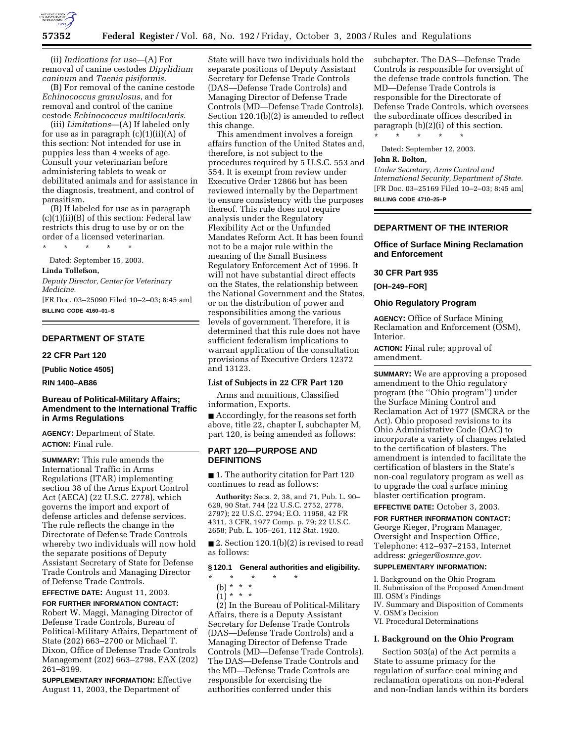(ii) *Indications for use*—(A) For removal of canine cestodes *Dipylidium caninum* and *Taenia pisiformis*.

(B) For removal of the canine cestode *Echinococcus granulosus*, and for removal and control of the canine cestode *Echinococcus multilocularis*.

(iii) *Limitations*—(A) If labeled only for use as in paragraph (c)(1)(ii)(A) of this section: Not intended for use in puppies less than 4 weeks of age. Consult your veterinarian before administering tablets to weak or debilitated animals and for assistance in the diagnosis, treatment, and control of parasitism.

(B) If labeled for use as in paragraph (c)(1)(ii)(B) of this section: Federal law restricts this drug to use by or on the order of a licensed veterinarian.

\* \* \* \* \*

Dated: September 15, 2003.

**Linda Tollefson,**

*Deputy Director, Center for Veterinary Medicine.*

[FR Doc. 03–25090 Filed 10–2–03; 8:45 am]

**BILLING CODE 4160–01–S**

---

## DEPARTMENT OF STATE

### 22 CFR Part 120

**[Public Notice 4505]**

**RIN 1400–AB86**

### Bureau of Political-Military Affairs; Amendment to the International Traffic in Arms Regulations

**AGENCY:** Department of State.

**ACTION:** Final rule.

**SUMMARY:** This rule amends the International Traffic in Arms Regulations (ITAR) implementing section 38 of the Arms Export Control Act (AECA) (22 U.S.C. 2778), which governs the import and export of defense articles and defense services. The rule reflects the change in the Directorate of Defense Trade Controls whereby two individuals will now hold the separate positions of Deputy Assistant Secretary of State for Defense Trade Controls and Managing Director of Defense Trade Controls.

**EFFECTIVE DATE:** August 11, 2003.

**FOR FURTHER INFORMATION CONTACT:** Robert W. Maggi, Managing Director of Defense Trade Controls, Bureau of Political-Military Affairs, Department of State (202) 663–2700 or Michael T. Dixon, Office of Defense Trade Controls Management (202) 663–2798, FAX (202) 261–8199.

**SUPPLEMENTARY INFORMATION:** Effective August 11, 2003, the Department of State will have two individuals hold the separate positions of Deputy Assistant Secretary for Defense Trade Controls (DAS—Defense Trade Controls) and Managing Director of Defense Trade Controls (MD—Defense Trade Controls). Section 120.1(b)(2) is amended to reflect this change.

This amendment involves a foreign affairs function of the United States and, therefore, is not subject to the procedures required by 5 U.S.C. 553 and 554. It is exempt from review under Executive Order 12866 but has been reviewed internally by the Department to ensure consistency with the purposes thereof. This rule does not require analysis under the Regulatory Flexibility Act or the Unfunded Mandates Reform Act. It has been found not to be a major rule within the meaning of the Small Business Regulatory Enforcement Act of 1996. It will not have substantial direct effects on the States, the relationship between the National Government and the States, or on the distribution of power and responsibilities among the various levels of government. Therefore, it is determined that this rule does not have sufficient federalism implications to warrant application of the consultation provisions of Executive Orders 12372 and 13123.

#### List of Subjects in 22 CFR Part 120

Arms and munitions, Classified information, Exports.

■ Accordingly, for the reasons set forth above, title 22, chapter I, subchapter M, part 120, is being amended as follows:

### PART 120—PURPOSE AND DEFINITIONS

■ 1. The authority citation for Part 120 continues to read as follows:

**Authority:** Secs. 2, 38, and 71, Pub. L. 90–629, 90 Stat. 744 (22 U.S.C. 2752, 2778, 2797); 22 U.S.C. 2794; E.O. 11958, 42 FR 4311, 3 CFR, 1977 Comp. p. 79; 22 U.S.C. 2658; Pub. L. 105–261, 112 Stat. 1920.

■ 2. Section 120.1(b)(2) is revised to read as follows:

#### § 120.1 General authorities and eligibility.

\* \* \* \* \*

(b) \* \* \*

(1) \* \* \*

(2) In the Bureau of Political-Military Affairs, there is a Deputy Assistant Secretary for Defense Trade Controls (DAS—Defense Trade Controls) and a Managing Director of Defense Trade Controls (MD—Defense Trade Controls). The DAS—Defense Trade Controls and the MD—Defense Trade Controls are responsible for exercising the authorities conferred under this subchapter. The DAS—Defense Trade Controls is responsible for oversight of the defense trade controls function. The MD—Defense Trade Controls is responsible for the Directorate of Defense Trade Controls, which oversees the subordinate offices described in paragraph (b)(2)(i) of this section.

\* \* \* \* \*

Dated: September 12, 2003.

**John R. Bolton,**

*Under Secretary, Arms Control and International Security, Department of State.*

[FR Doc. 03–25169 Filed 10–2–03; 8:45 am]

**BILLING CODE 4710–25–P**

---

## DEPARTMENT OF THE INTERIOR

### Office of Surface Mining Reclamation and Enforcement

### 30 CFR Part 935

**[OH–249–FOR]**

### Ohio Regulatory Program

**AGENCY:** Office of Surface Mining Reclamation and Enforcement (OSM), Interior.

**ACTION:** Final rule; approval of amendment.

**SUMMARY:** We are approving a proposed amendment to the Ohio regulatory program (the "Ohio program") under the Surface Mining Control and Reclamation Act of 1977 (SMCRA or the Act). Ohio proposed revisions to its Ohio Administrative Code (OAC) to incorporate a variety of changes related to the certification of blasters. The amendment is intended to facilitate the certification of blasters in the State's non-coal regulatory program as well as to upgrade the coal surface mining blaster certification program.

**EFFECTIVE DATE:** October 3, 2003.

**FOR FURTHER INFORMATION CONTACT:** George Rieger, Program Manager, Oversight and Inspection Office, Telephone: 412–937–2153, Internet address: *grieger@osmre.gov.*

**SUPPLEMENTARY INFORMATION:**

I. Background on the Ohio Program
II. Submission of the Proposed Amendment
III. OSM's Findings
IV. Summary and Disposition of Comments
V. OSM's Decision
VI. Procedural Determinations

#### I. Background on the Ohio Program

Section 503(a) of the Act permits a State to assume primacy for the regulation of surface coal mining and reclamation operations on non-Federal and non-Indian lands within its borders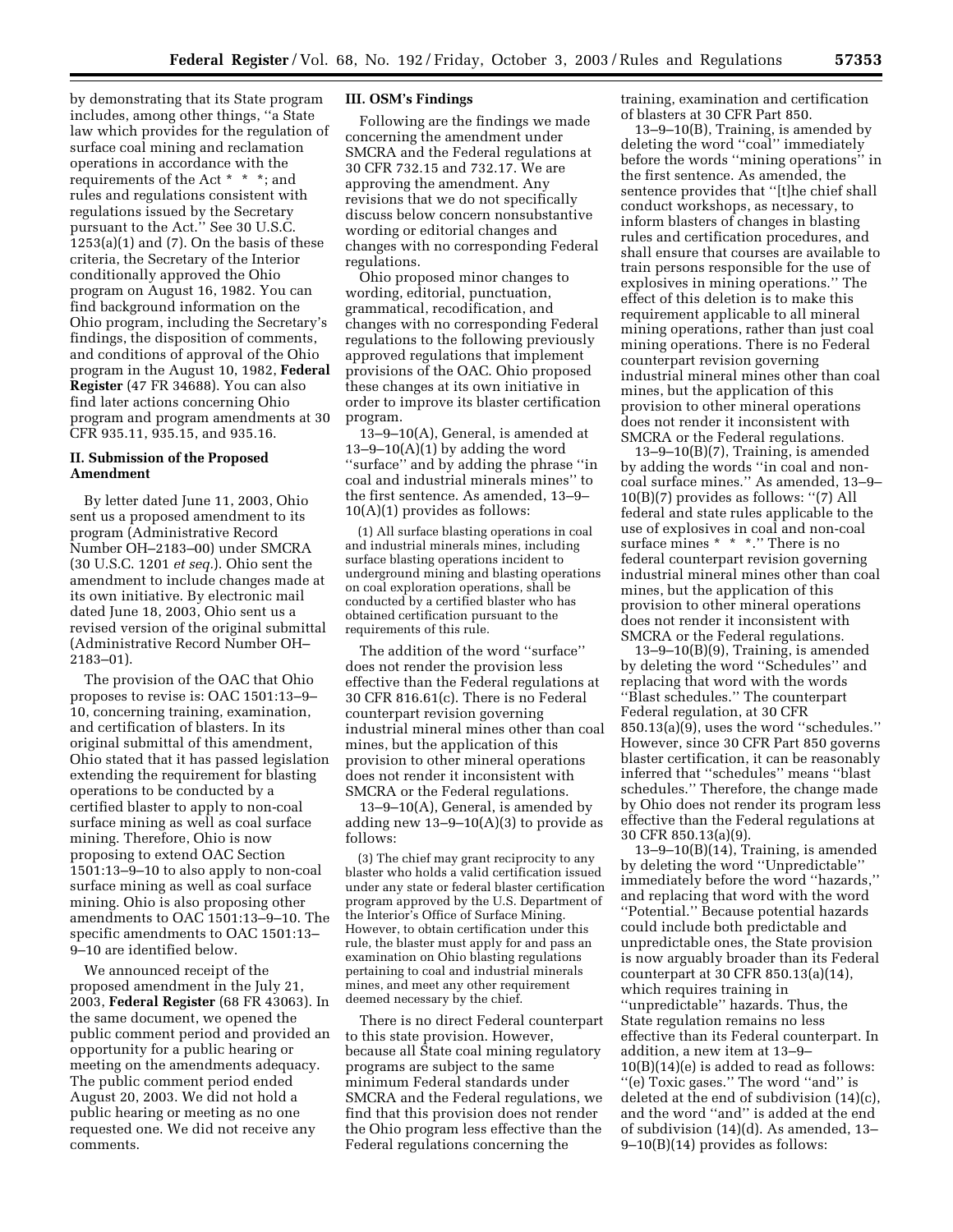by demonstrating that its State program includes, among other things, ''a State law which provides for the regulation of surface coal mining and reclamation operations in accordance with the requirements of the Act * * *; and rules and regulations consistent with regulations issued by the Secretary pursuant to the Act.'' See 30 U.S.C. 1253(a)(1) and (7). On the basis of these criteria, the Secretary of the Interior conditionally approved the Ohio program on August 16, 1982. You can find background information on the Ohio program, including the Secretary's findings, the disposition of comments, and conditions of approval of the Ohio program in the August 10, 1982, **Federal Register** (47 FR 34688). You can also find later actions concerning Ohio program and program amendments at 30 CFR 935.11, 935.15, and 935.16.

## II. Submission of the Proposed Amendment

By letter dated June 11, 2003, Ohio sent us a proposed amendment to its program (Administrative Record Number OH–2183–00) under SMCRA (30 U.S.C. 1201 *et seq.*). Ohio sent the amendment to include changes made at its own initiative. By electronic mail dated June 18, 2003, Ohio sent us a revised version of the original submittal (Administrative Record Number OH–2183–01).

The provision of the OAC that Ohio proposes to revise is: OAC 1501:13–9–10, concerning training, examination, and certification of blasters. In its original submittal of this amendment, Ohio stated that it has passed legislation extending the requirement for blasting operations to be conducted by a certified blaster to apply to non-coal surface mining as well as coal surface mining. Therefore, Ohio is now proposing to extend OAC Section 1501:13–9–10 to also apply to non-coal surface mining as well as coal surface mining. Ohio is also proposing other amendments to OAC 1501:13–9–10. The specific amendments to OAC 1501:13–9–10 are identified below.

We announced receipt of the proposed amendment in the July 21, 2003, **Federal Register** (68 FR 43063). In the same document, we opened the public comment period and provided an opportunity for a public hearing or meeting on the amendments adequacy. The public comment period ended August 20, 2003. We did not hold a public hearing or meeting as no one requested one. We did not receive any comments.

## III. OSM's Findings

Following are the findings we made concerning the amendment under SMCRA and the Federal regulations at 30 CFR 732.15 and 732.17. We are approving the amendment. Any revisions that we do not specifically discuss below concern nonsubstantive wording or editorial changes and changes with no corresponding Federal regulations.

Ohio proposed minor changes to wording, editorial, punctuation, grammatical, recodification, and changes with no corresponding Federal regulations to the following previously approved regulations that implement provisions of the OAC. Ohio proposed these changes at its own initiative in order to improve its blaster certification program.

13–9–10(A), General, is amended at 13–9–10(A)(1) by adding the word ''surface'' and by adding the phrase ''in coal and industrial minerals mines'' to the first sentence. As amended, 13–9–10(A)(1) provides as follows:

> (1) All surface blasting operations in coal and industrial minerals mines, including surface blasting operations incident to underground mining and blasting operations on coal exploration operations, shall be conducted by a certified blaster who has obtained certification pursuant to the requirements of this rule.

The addition of the word ''surface'' does not render the provision less effective than the Federal regulations at 30 CFR 816.61(c). There is no Federal counterpart revision governing industrial mineral mines other than coal mines, but the application of this provision to other mineral operations does not render it inconsistent with SMCRA or the Federal regulations.

13–9–10(A), General, is amended by adding new 13–9–10(A)(3) to provide as follows:

> (3) The chief may grant reciprocity to any blaster who holds a valid certification issued under any state or federal blaster certification program approved by the U.S. Department of the Interior's Office of Surface Mining. However, to obtain certification under this rule, the blaster must apply for and pass an examination on Ohio blasting regulations pertaining to coal and industrial minerals mines, and meet any other requirement deemed necessary by the chief.

There is no direct Federal counterpart to this state provision. However, because all State coal mining regulatory programs are subject to the same minimum Federal standards under SMCRA and the Federal regulations, we find that this provision does not render the Ohio program less effective than the Federal regulations concerning the training, examination and certification of blasters at 30 CFR Part 850.

13–9–10(B), Training, is amended by deleting the word ''coal'' immediately before the words ''mining operations'' in the first sentence. As amended, the sentence provides that ''[t]he chief shall conduct workshops, as necessary, to inform blasters of changes in blasting rules and certification procedures, and shall ensure that courses are available to train persons responsible for the use of explosives in mining operations.'' The effect of this deletion is to make this requirement applicable to all mineral mining operations, rather than just coal mining operations. There is no Federal counterpart revision governing industrial mineral mines other than coal mines, but the application of this provision to other mineral operations does not render it inconsistent with SMCRA or the Federal regulations.

13–9–10(B)(7), Training, is amended by adding the words ''in coal and non-coal surface mines.'' As amended, 13–9–10(B)(7) provides as follows: ''(7) All federal and state rules applicable to the use of explosives in coal and non-coal surface mines * * *.'' There is no federal counterpart revision governing industrial mineral mines other than coal mines, but the application of this provision to other mineral operations does not render it inconsistent with SMCRA or the Federal regulations.

13–9–10(B)(9), Training, is amended by deleting the word ''Schedules'' and replacing that word with the words ''Blast schedules.'' The counterpart Federal regulation, at 30 CFR 850.13(a)(9), uses the word ''schedules.'' However, since 30 CFR Part 850 governs blaster certification, it can be reasonably inferred that ''schedules'' means ''blast schedules.'' Therefore, the change made by Ohio does not render its program less effective than the Federal regulations at 30 CFR 850.13(a)(9).

13–9–10(B)(14), Training, is amended by deleting the word ''Unpredictable'' immediately before the word ''hazards,'' and replacing that word with the word ''Potential.'' Because potential hazards could include both predictable and unpredictable ones, the State provision is now arguably broader than its Federal counterpart at 30 CFR 850.13(a)(14), which requires training in ''unpredictable'' hazards. Thus, the State regulation remains no less effective than its Federal counterpart. In addition, a new item at 13–9–10(B)(14)(e) is added to read as follows: ''(e) Toxic gases.'' The word ''and'' is deleted at the end of subdivision (14)(c), and the word ''and'' is added at the end of subdivision (14)(d). As amended, 13–9–10(B)(14) provides as follows: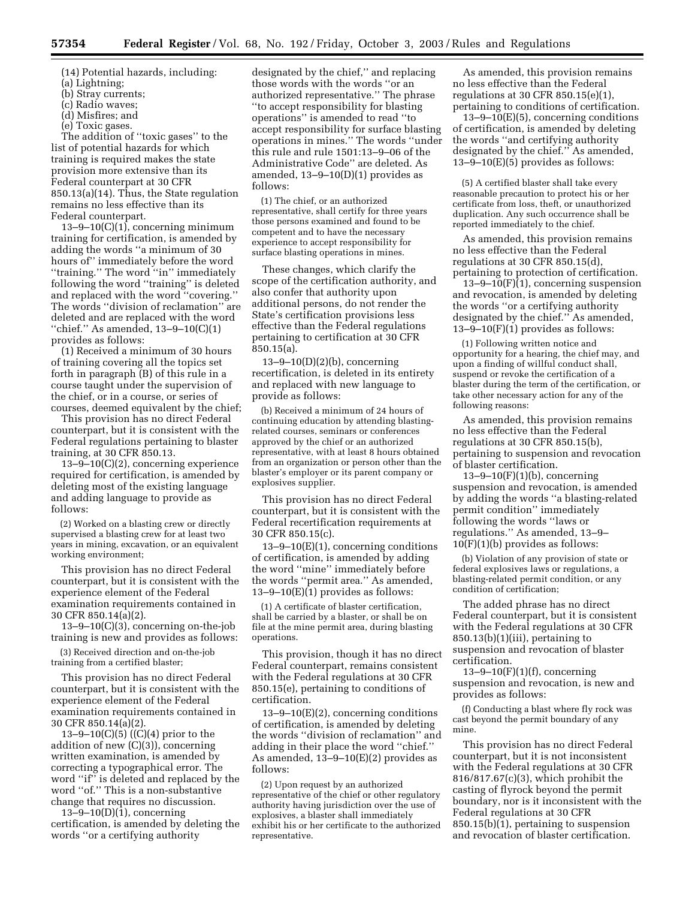(14) Potential hazards, including:

(a) Lightning;

(b) Stray currents;

(c) Radio waves;

(d) Misfires; and

(e) Toxic gases.

The addition of ''toxic gases'' to the list of potential hazards for which training is required makes the state provision more extensive than its Federal counterpart at 30 CFR 850.13(a)(14). Thus, the State regulation remains no less effective than its Federal counterpart.

13–9–10(C)(1), concerning minimum training for certification, is amended by adding the words ''a minimum of 30 hours of'' immediately before the word ''training.'' The word ''in'' immediately following the word ''training'' is deleted and replaced with the word ''covering.'' The words ''division of reclamation'' are deleted and are replaced with the word ''chief.'' As amended, 13–9–10(C)(1) provides as follows:

(1) Received a minimum of 30 hours of training covering all the topics set forth in paragraph (B) of this rule in a course taught under the supervision of the chief, or in a course, or series of courses, deemed equivalent by the chief;

This provision has no direct Federal counterpart, but it is consistent with the Federal regulations pertaining to blaster training, at 30 CFR 850.13.

13–9–10(C)(2), concerning experience required for certification, is amended by deleting most of the existing language and adding language to provide as follows:

> (2) Worked on a blasting crew or directly supervised a blasting crew for at least two years in mining, excavation, or an equivalent working environment;

This provision has no direct Federal counterpart, but it is consistent with the experience element of the Federal examination requirements contained in 30 CFR 850.14(a)(2).

13–9–10(C)(3), concerning on-the-job training is new and provides as follows:

> (3) Received direction and on-the-job training from a certified blaster;

This provision has no direct Federal counterpart, but it is consistent with the experience element of the Federal examination requirements contained in 30 CFR 850.14(a)(2).

13–9–10(C)(5) ((C)(4) prior to the addition of new (C)(3)), concerning written examination, is amended by correcting a typographical error. The word ''if'' is deleted and replaced by the word ''of.'' This is a non-substantive change that requires no discussion.

13–9–10(D)(1), concerning certification, is amended by deleting the words ''or a certifying authority designated by the chief,'' and replacing those words with the words ''or an authorized representative.'' The phrase ''to accept responsibility for blasting operations'' is amended to read ''to accept responsibility for surface blasting operations in mines.'' The words ''under this rule and rule 1501:13–9–06 of the Administrative Code'' are deleted. As amended, 13–9–10(D)(1) provides as follows:

> (1) The chief, or an authorized representative, shall certify for three years those persons examined and found to be competent and to have the necessary experience to accept responsibility for surface blasting operations in mines.

These changes, which clarify the scope of the certification authority, and also confer that authority upon additional persons, do not render the State's certification provisions less effective than the Federal regulations pertaining to certification at 30 CFR 850.15(a).

13–9–10(D)(2)(b), concerning recertification, is deleted in its entirety and replaced with new language to provide as follows:

> (b) Received a minimum of 24 hours of continuing education by attending blasting-related courses, seminars or conferences approved by the chief or an authorized representative, with at least 8 hours obtained from an organization or person other than the blaster's employer or its parent company or explosives supplier.

This provision has no direct Federal counterpart, but it is consistent with the Federal recertification requirements at 30 CFR 850.15(c).

13–9–10(E)(1), concerning conditions of certification, is amended by adding the word ''mine'' immediately before the words ''permit area.'' As amended, 13–9–10(E)(1) provides as follows:

> (1) A certificate of blaster certification, shall be carried by a blaster, or shall be on file at the mine permit area, during blasting operations.

This provision, though it has no direct Federal counterpart, remains consistent with the Federal regulations at 30 CFR 850.15(e), pertaining to conditions of certification.

13–9–10(E)(2), concerning conditions of certification, is amended by deleting the words ''division of reclamation'' and adding in their place the word ''chief.'' As amended, 13–9–10(E)(2) provides as follows:

> (2) Upon request by an authorized representative of the chief or other regulatory authority having jurisdiction over the use of explosives, a blaster shall immediately exhibit his or her certificate to the authorized representative.

As amended, this provision remains no less effective than the Federal regulations at 30 CFR 850.15(e)(1), pertaining to conditions of certification.

13–9–10(E)(5), concerning conditions of certification, is amended by deleting the words ''and certifying authority designated by the chief.'' As amended, 13–9–10(E)(5) provides as follows:

> (5) A certified blaster shall take every reasonable precaution to protect his or her certificate from loss, theft, or unauthorized duplication. Any such occurrence shall be reported immediately to the chief.

As amended, this provision remains no less effective than the Federal regulations at 30 CFR 850.15(d), pertaining to protection of certification.

13–9–10(F)(1), concerning suspension and revocation, is amended by deleting the words ''or a certifying authority designated by the chief.'' As amended, 13–9–10(F)(1) provides as follows:

> (1) Following written notice and opportunity for a hearing, the chief may, and upon a finding of willful conduct shall, suspend or revoke the certification of a blaster during the term of the certification, or take other necessary action for any of the following reasons:

As amended, this provision remains no less effective than the Federal regulations at 30 CFR 850.15(b), pertaining to suspension and revocation of blaster certification.

13–9–10(F)(1)(b), concerning suspension and revocation, is amended by adding the words ''a blasting-related permit condition'' immediately following the words ''laws or regulations.'' As amended, 13–9–10(F)(1)(b) provides as follows:

> (b) Violation of any provision of state or federal explosives laws or regulations, a blasting-related permit condition, or any condition of certification;

The added phrase has no direct Federal counterpart, but it is consistent with the Federal regulations at 30 CFR 850.13(b)(1)(iii), pertaining to suspension and revocation of blaster certification.

13–9–10(F)(1)(f), concerning suspension and revocation, is new and provides as follows:

> (f) Conducting a blast where fly rock was cast beyond the permit boundary of any mine.

This provision has no direct Federal counterpart, but it is not inconsistent with the Federal regulations at 30 CFR 816/817.67(c)(3), which prohibit the casting of flyrock beyond the permit boundary, nor is it inconsistent with the Federal regulations at 30 CFR 850.15(b)(1), pertaining to suspension and revocation of blaster certification.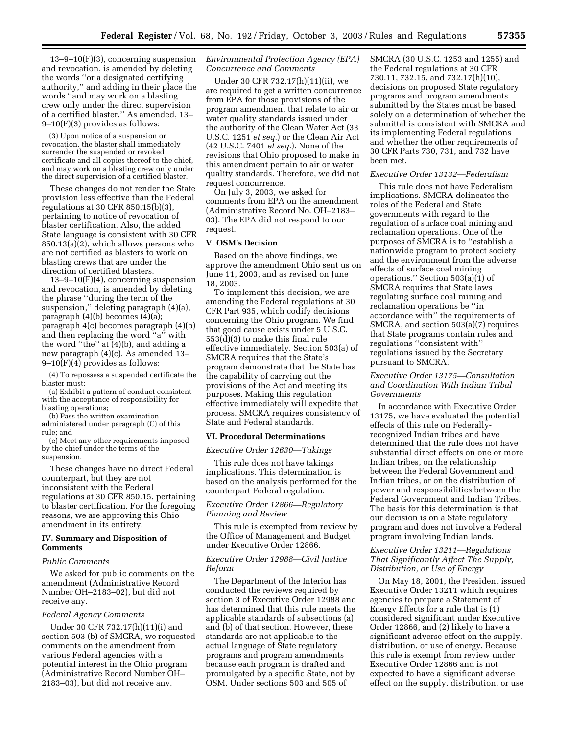13–9–10(F)(3), concerning suspension and revocation, is amended by deleting the words ''or a designated certifying authority,'' and adding in their place the words ''and may work on a blasting crew only under the direct supervision of a certified blaster.'' As amended, 13–9–10(F)(3) provides as follows:

(3) Upon notice of a suspension or revocation, the blaster shall immediately surrender the suspended or revoked certificate and all copies thereof to the chief, and may work on a blasting crew only under the direct supervision of a certified blaster.

These changes do not render the State provision less effective than the Federal regulations at 30 CFR 850.15(b)(3), pertaining to notice of revocation of blaster certification. Also, the added State language is consistent with 30 CFR 850.13(a)(2), which allows persons who are not certified as blasters to work on blasting crews that are under the direction of certified blasters.

13–9–10(F)(4), concerning suspension and revocation, is amended by deleting the phrase ''during the term of the suspension,'' deleting paragraph (4)(a), paragraph (4)(b) becomes (4)(a); paragraph 4(c) becomes paragraph (4)(b) and then replacing the word ''a'' with the word ''the'' at (4)(b), and adding a new paragraph (4)(c). As amended 13–9–10(F)(4) provides as follows:

(4) To repossess a suspended certificate the blaster must:

(a) Exhibit a pattern of conduct consistent with the acceptance of responsibility for blasting operations;

(b) Pass the written examination administered under paragraph (C) of this rule; and

(c) Meet any other requirements imposed by the chief under the terms of the suspension.

These changes have no direct Federal counterpart, but they are not inconsistent with the Federal regulations at 30 CFR 850.15, pertaining to blaster certification. For the foregoing reasons, we are approving this Ohio amendment in its entirety.

## IV. Summary and Disposition of Comments

*Public Comments*

We asked for public comments on the amendment (Administrative Record Number OH–2183–02), but did not receive any.

*Federal Agency Comments*

Under 30 CFR 732.17(h)(11)(i) and section 503 (b) of SMCRA, we requested comments on the amendment from various Federal agencies with a potential interest in the Ohio program (Administrative Record Number OH–2183–03), but did not receive any.

*Environmental Protection Agency (EPA) Concurrence and Comments*

Under 30 CFR 732.17(h)(11)(ii), we are required to get a written concurrence from EPA for those provisions of the program amendment that relate to air or water quality standards issued under the authority of the Clean Water Act (33 U.S.C. 1251 *et seq.*) or the Clean Air Act (42 U.S.C. 7401 *et seq.*). None of the revisions that Ohio proposed to make in this amendment pertain to air or water quality standards. Therefore, we did not request concurrence.

On July 3, 2003, we asked for comments from EPA on the amendment (Administrative Record No. OH–2183–03). The EPA did not respond to our request.

## V. OSM's Decision

Based on the above findings, we approve the amendment Ohio sent us on June 11, 2003, and as revised on June 18, 2003.

To implement this decision, we are amending the Federal regulations at 30 CFR Part 935, which codify decisions concerning the Ohio program. We find that good cause exists under 5 U.S.C. 553(d)(3) to make this final rule effective immediately. Section 503(a) of SMCRA requires that the State's program demonstrate that the State has the capability of carrying out the provisions of the Act and meeting its purposes. Making this regulation effective immediately will expedite that process. SMCRA requires consistency of State and Federal standards.

## VI. Procedural Determinations

*Executive Order 12630—Takings*

This rule does not have takings implications. This determination is based on the analysis performed for the counterpart Federal regulation.

*Executive Order 12866—Regulatory Planning and Review*

This rule is exempted from review by the Office of Management and Budget under Executive Order 12866.

*Executive Order 12988—Civil Justice Reform*

The Department of the Interior has conducted the reviews required by section 3 of Executive Order 12988 and has determined that this rule meets the applicable standards of subsections (a) and (b) of that section. However, these standards are not applicable to the actual language of State regulatory programs and program amendments because each program is drafted and promulgated by a specific State, not by OSM. Under sections 503 and 505 of SMCRA (30 U.S.C. 1253 and 1255) and the Federal regulations at 30 CFR 730.11, 732.15, and 732.17(h)(10), decisions on proposed State regulatory programs and program amendments submitted by the States must be based solely on a determination of whether the submittal is consistent with SMCRA and its implementing Federal regulations and whether the other requirements of 30 CFR Parts 730, 731, and 732 have been met.

*Executive Order 13132—Federalism*

This rule does not have Federalism implications. SMCRA delineates the roles of the Federal and State governments with regard to the regulation of surface coal mining and reclamation operations. One of the purposes of SMCRA is to ''establish a nationwide program to protect society and the environment from the adverse effects of surface coal mining operations.'' Section 503(a)(1) of SMCRA requires that State laws regulating surface coal mining and reclamation operations be ''in accordance with'' the requirements of SMCRA, and section 503(a)(7) requires that State programs contain rules and regulations ''consistent with'' regulations issued by the Secretary pursuant to SMCRA.

*Executive Order 13175—Consultation and Coordination With Indian Tribal Governments*

In accordance with Executive Order 13175, we have evaluated the potential effects of this rule on Federally-recognized Indian tribes and have determined that the rule does not have substantial direct effects on one or more Indian tribes, on the relationship between the Federal Government and Indian tribes, or on the distribution of power and responsibilities between the Federal Government and Indian Tribes. The basis for this determination is that our decision is on a State regulatory program and does not involve a Federal program involving Indian lands.

*Executive Order 13211—Regulations That Significantly Affect The Supply, Distribution, or Use of Energy*

On May 18, 2001, the President issued Executive Order 13211 which requires agencies to prepare a Statement of Energy Effects for a rule that is (1) considered significant under Executive Order 12866, and (2) likely to have a significant adverse effect on the supply, distribution, or use of energy. Because this rule is exempt from review under Executive Order 12866 and is not expected to have a significant adverse effect on the supply, distribution, or use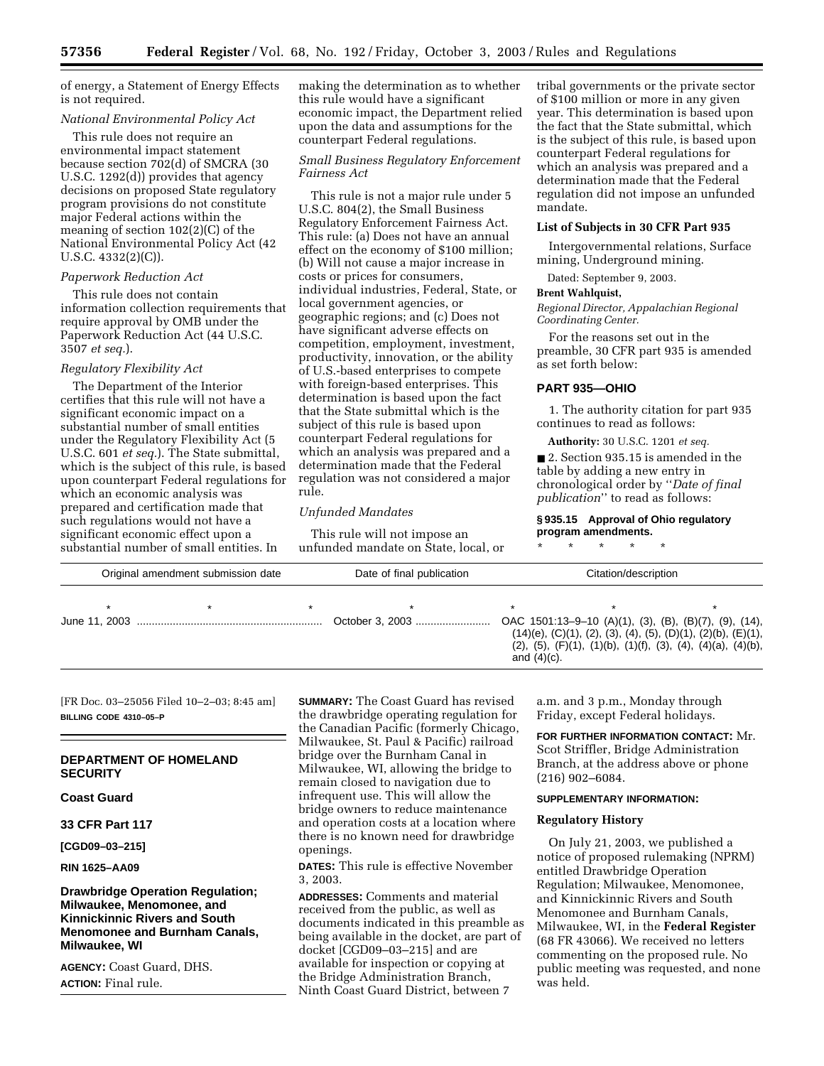of energy, a Statement of Energy Effects is not required.

*National Environmental Policy Act*

This rule does not require an environmental impact statement because section 702(d) of SMCRA (30 U.S.C. 1292(d)) provides that agency decisions on proposed State regulatory program provisions do not constitute major Federal actions within the meaning of section 102(2)(C) of the National Environmental Policy Act (42 U.S.C. 4332(2)(C)).

*Paperwork Reduction Act*

This rule does not contain information collection requirements that require approval by OMB under the Paperwork Reduction Act (44 U.S.C. 3507 *et seq.*).

*Regulatory Flexibility Act*

The Department of the Interior certifies that this rule will not have a significant economic impact on a substantial number of small entities under the Regulatory Flexibility Act (5 U.S.C. 601 *et seq.*). The State submittal, which is the subject of this rule, is based upon counterpart Federal regulations for which an economic analysis was prepared and certification made that such regulations would not have a significant economic effect upon a substantial number of small entities. In making the determination as to whether this rule would have a significant economic impact, the Department relied upon the data and assumptions for the counterpart Federal regulations.

*Small Business Regulatory Enforcement Fairness Act*

This rule is not a major rule under 5 U.S.C. 804(2), the Small Business Regulatory Enforcement Fairness Act. This rule: (a) Does not have an annual effect on the economy of $100 million; (b) Will not cause a major increase in costs or prices for consumers, individual industries, Federal, State, or local government agencies, or geographic regions; and (c) Does not have significant adverse effects on competition, employment, investment, productivity, innovation, or the ability of U.S.-based enterprises to compete with foreign-based enterprises. This determination is based upon the fact that the State submittal which is the subject of this rule is based upon counterpart Federal regulations for which an analysis was prepared and a determination made that the Federal regulation was not considered a major rule.

*Unfunded Mandates*

This rule will not impose an unfunded mandate on State, local, or tribal governments or the private sector of $100 million or more in any given year. This determination is based upon the fact that the State submittal, which is the subject of this rule, is based upon counterpart Federal regulations for which an analysis was prepared and a determination made that the Federal regulation did not impose an unfunded mandate.

**List of Subjects in 30 CFR Part 935**

Intergovernmental relations, Surface mining, Underground mining.

Dated: September 9, 2003.

**Brent Wahlquist,**

*Regional Director, Appalachian Regional Coordinating Center.*

For the reasons set out in the preamble, 30 CFR part 935 is amended as set forth below:

## PART 935—OHIO

1. The authority citation for part 935 continues to read as follows:

**Authority:** 30 U.S.C. 1201 *et seq.*

■ 2. Section 935.15 is amended in the table by adding a new entry in chronological order by ''*Date of final publication*'' to read as follows:

**§ 935.15 Approval of Ohio regulatory program amendments.**

\* \* \* \* \*

| Original amendment submission date | Date of final publication | Citation/description |
|---|---|---|
| \* \* \* | \* | \* \* \* |
| June 11, 2003 | October 3, 2003 | OAC 1501:13–9–10 (A)(1), (3), (B), (B)(7), (9), (14), (14)(e), (C)(1), (2), (3), (4), (5), (D)(1), (2)(b), (E)(1), (2), (5), (F)(1), (1)(b), (1)(f), (3), (4), (4)(a), (4)(b), and (4)(c). |

[FR Doc. 03–25056 Filed 10–2–03; 8:45 am]

**BILLING CODE 4310–05–P**

## DEPARTMENT OF HOMELAND SECURITY

### Coast Guard

### 33 CFR Part 117

**[CGD09–03–215]**

**RIN 1625–AA09**

### Drawbridge Operation Regulation; Milwaukee, Menomonee, and Kinnickinnic Rivers and South Menomonee and Burnham Canals, Milwaukee, WI

**AGENCY:** Coast Guard, DHS.

**ACTION:** Final rule.

**SUMMARY:** The Coast Guard has revised the drawbridge operating regulation for the Canadian Pacific (formerly Chicago, Milwaukee, St. Paul & Pacific) railroad bridge over the Burnham Canal in Milwaukee, WI, allowing the bridge to remain closed to navigation due to infrequent use. This will allow the bridge owners to reduce maintenance and operation costs at a location where there is no known need for drawbridge openings.

**DATES:** This rule is effective November 3, 2003.

**ADDRESSES:** Comments and material received from the public, as well as documents indicated in this preamble as being available in the docket, are part of docket [CGD09–03–215] and are available for inspection or copying at the Bridge Administration Branch, Ninth Coast Guard District, between 7 a.m. and 3 p.m., Monday through Friday, except Federal holidays.

**FOR FURTHER INFORMATION CONTACT:** Mr. Scot Striffler, Bridge Administration Branch, at the address above or phone (216) 902–6084.

**SUPPLEMENTARY INFORMATION:**

**Regulatory History**

On July 21, 2003, we published a notice of proposed rulemaking (NPRM) entitled Drawbridge Operation Regulation; Milwaukee, Menomonee, and Kinnickinnic Rivers and South Menomonee and Burnham Canals, Milwaukee, WI, in the **Federal Register** (68 FR 43066). We received no letters commenting on the proposed rule. No public meeting was requested, and none was held.